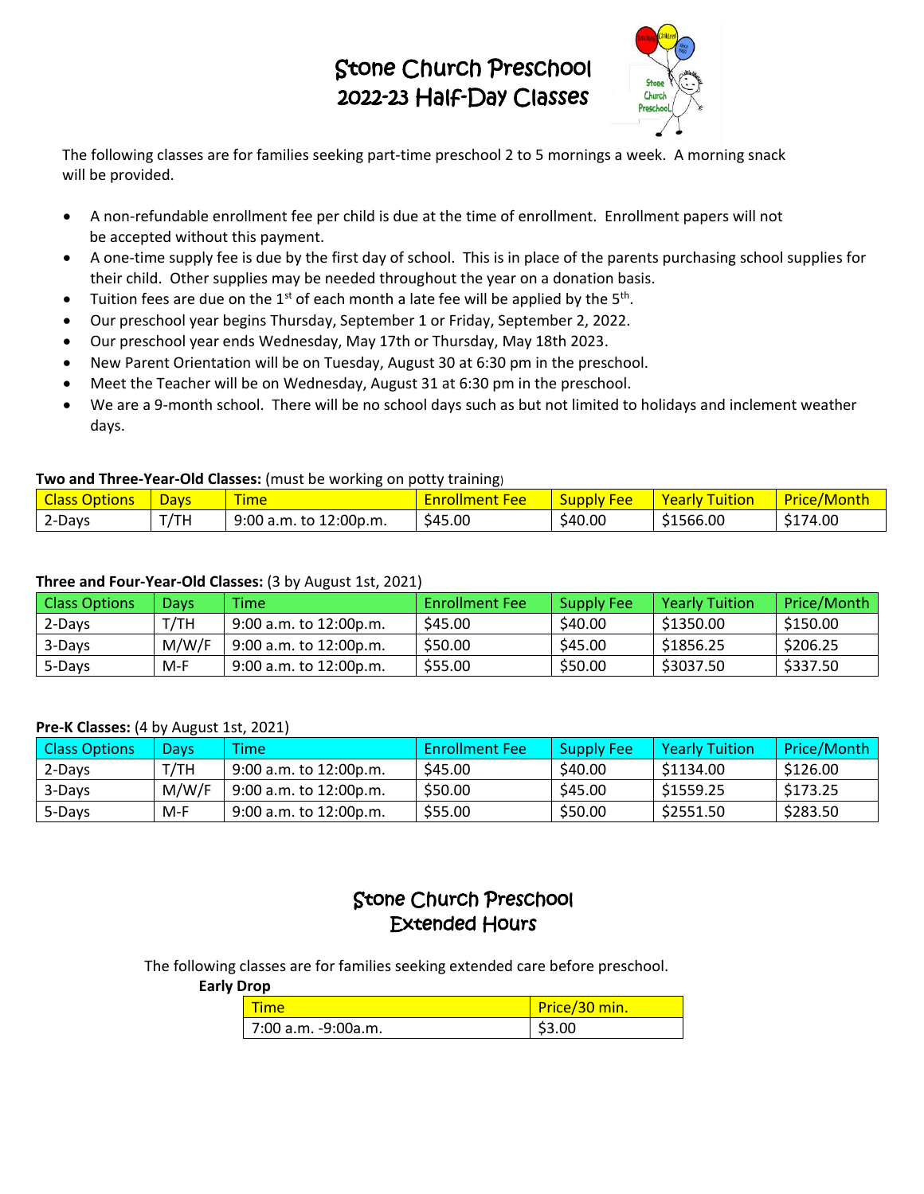# Stone Church Preschool
# 2022-23 Half-Day Classes

The following classes are for families seeking part-time preschool 2 to 5 mornings a week. A morning snack will be provided.

- A non-refundable enrollment fee per child is due at the time of enrollment. Enrollment papers will not be accepted without this payment.
- A one-time supply fee is due by the first day of school. This is in place of the parents purchasing school supplies for their child. Other supplies may be needed throughout the year on a donation basis.
- Tuition fees are due on the 1st of each month a late fee will be applied by the 5th.
- Our preschool year begins Thursday, September 1 or Friday, September 2, 2022.
- Our preschool year ends Wednesday, May 17th or Thursday, May 18th 2023.
- New Parent Orientation will be on Tuesday, August 30 at 6:30 pm in the preschool.
- Meet the Teacher will be on Wednesday, August 31 at 6:30 pm in the preschool.
- We are a 9-month school. There will be no school days such as but not limited to holidays and inclement weather days.

**Two and Three-Year-Old Classes:** (must be working on potty training)

| Class Options | Days | Time | Enrollment Fee | Supply Fee | Yearly Tuition | Price/Month |
|---|---|---|---|---|---|---|
| 2-Days | T/TH | 9:00 a.m. to 12:00p.m. | $45.00 | $40.00 | $1566.00 | $174.00 |

**Three and Four-Year-Old Classes:** (3 by August 1st, 2021)

| Class Options | Days | Time | Enrollment Fee | Supply Fee | Yearly Tuition | Price/Month |
|---|---|---|---|---|---|---|
| 2-Days | T/TH | 9:00 a.m. to 12:00p.m. | $45.00 | $40.00 | $1350.00 | $150.00 |
| 3-Days | M/W/F | 9:00 a.m. to 12:00p.m. | $50.00 | $45.00 | $1856.25 | $206.25 |
| 5-Days | M-F | 9:00 a.m. to 12:00p.m. | $55.00 | $50.00 | $3037.50 | $337.50 |

**Pre-K Classes:** (4 by August 1st, 2021)

| Class Options | Days | Time | Enrollment Fee | Supply Fee | Yearly Tuition | Price/Month |
|---|---|---|---|---|---|---|
| 2-Days | T/TH | 9:00 a.m. to 12:00p.m. | $45.00 | $40.00 | $1134.00 | $126.00 |
| 3-Days | M/W/F | 9:00 a.m. to 12:00p.m. | $50.00 | $45.00 | $1559.25 | $173.25 |
| 5-Days | M-F | 9:00 a.m. to 12:00p.m. | $55.00 | $50.00 | $2551.50 | $283.50 |

# Stone Church Preschool
# Extended Hours

The following classes are for families seeking extended care before preschool.

**Early Drop**

| Time | Price/30 min. |
|---|---|
| 7:00 a.m. -9:00a.m. | $3.00 |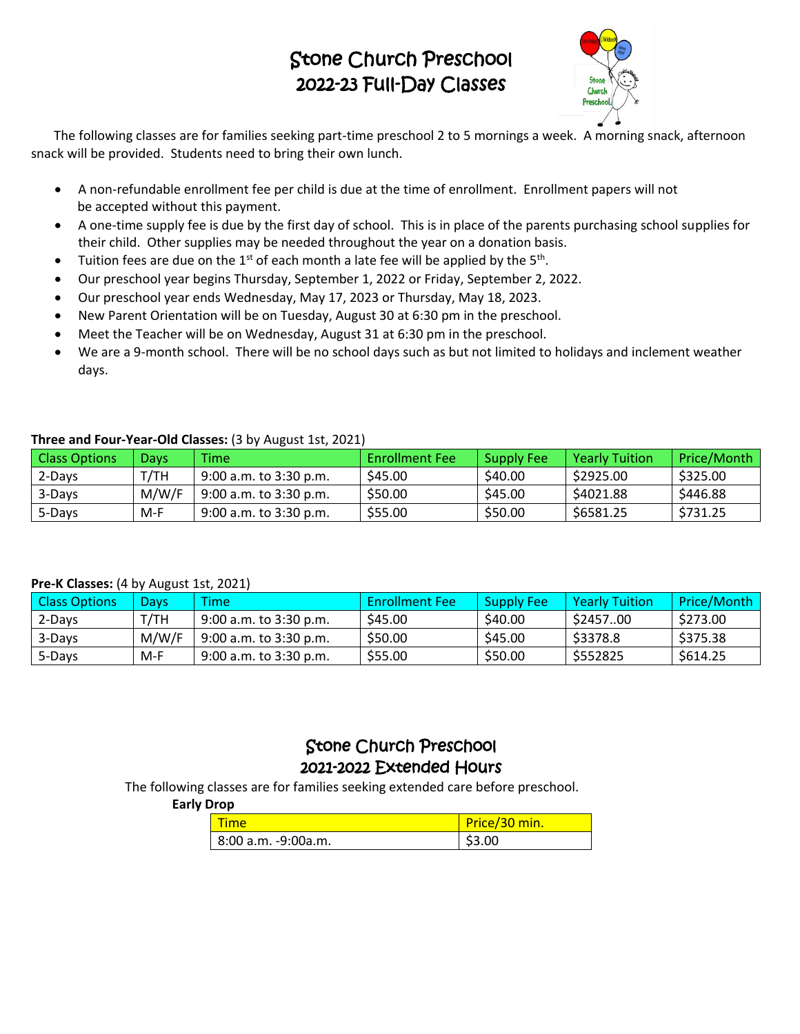# Stone Church Preschool
## 2022-23 Full-Day Classes

The following classes are for families seeking part-time preschool 2 to 5 mornings a week. A morning snack, afternoon snack will be provided. Students need to bring their own lunch.

- A non-refundable enrollment fee per child is due at the time of enrollment. Enrollment papers will not be accepted without this payment.
- A one-time supply fee is due by the first day of school. This is in place of the parents purchasing school supplies for their child. Other supplies may be needed throughout the year on a donation basis.
- Tuition fees are due on the 1st of each month a late fee will be applied by the 5th.
- Our preschool year begins Thursday, September 1, 2022 or Friday, September 2, 2022.
- Our preschool year ends Wednesday, May 17, 2023 or Thursday, May 18, 2023.
- New Parent Orientation will be on Tuesday, August 30 at 6:30 pm in the preschool.
- Meet the Teacher will be on Wednesday, August 31 at 6:30 pm in the preschool.
- We are a 9-month school. There will be no school days such as but not limited to holidays and inclement weather days.

**Three and Four-Year-Old Classes:** (3 by August 1st, 2021)

| Class Options | Days | Time | Enrollment Fee | Supply Fee | Yearly Tuition | Price/Month |
|---|---|---|---|---|---|---|
| 2-Days | T/TH | 9:00 a.m. to 3:30 p.m. | $45.00 | $40.00 | $2925.00 | $325.00 |
| 3-Days | M/W/F | 9:00 a.m. to 3:30 p.m. | $50.00 | $45.00 | $4021.88 | $446.88 |
| 5-Days | M-F | 9:00 a.m. to 3:30 p.m. | $55.00 | $50.00 | $6581.25 | $731.25 |

**Pre-K Classes:** (4 by August 1st, 2021)

| Class Options | Days | Time | Enrollment Fee | Supply Fee | Yearly Tuition | Price/Month |
|---|---|---|---|---|---|---|
| 2-Days | T/TH | 9:00 a.m. to 3:30 p.m. | $45.00 | $40.00 | $2457..00 | $273.00 |
| 3-Days | M/W/F | 9:00 a.m. to 3:30 p.m. | $50.00 | $45.00 | $3378.8 | $375.38 |
| 5-Days | M-F | 9:00 a.m. to 3:30 p.m. | $55.00 | $50.00 | $552825 | $614.25 |

# Stone Church Preschool
## 2021-2022 Extended Hours

The following classes are for families seeking extended care before preschool.

**Early Drop**

| Time | Price/30 min. |
|---|---|
| 8:00 a.m. -9:00a.m. | $3.00 |